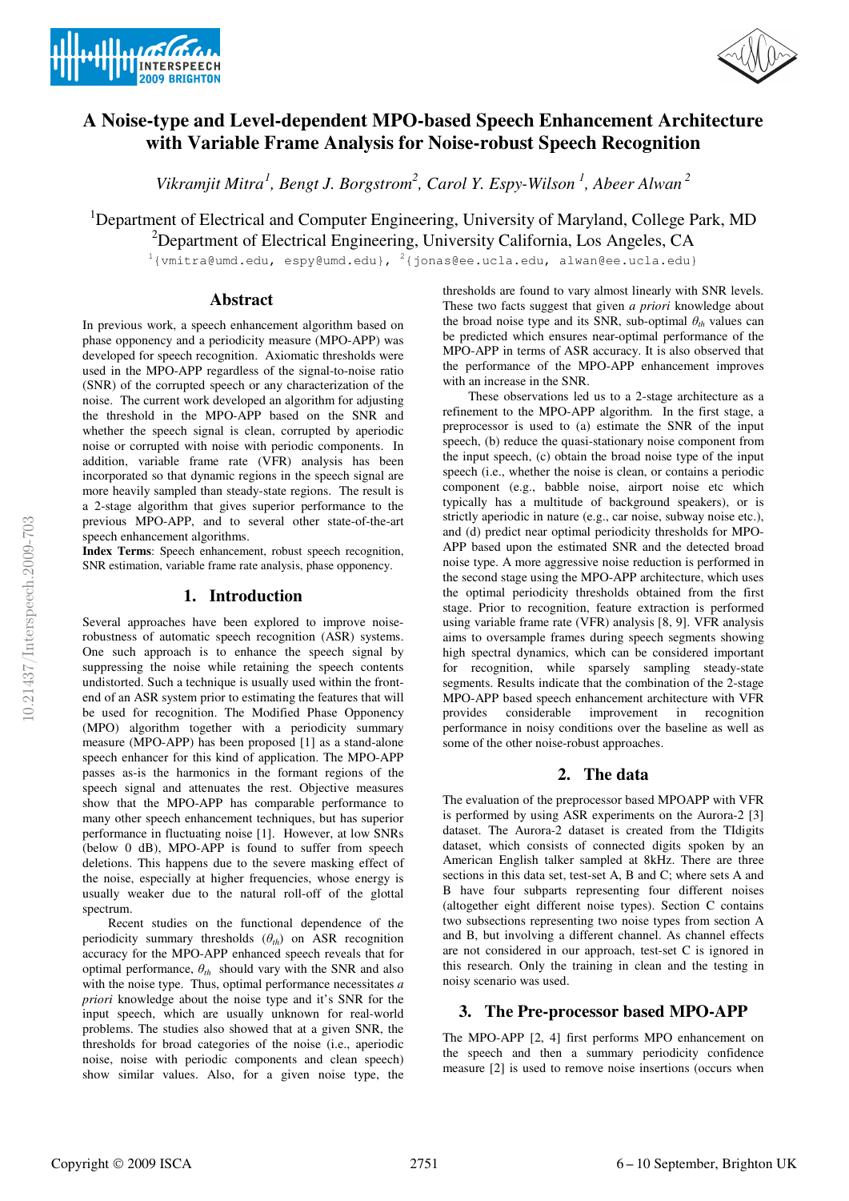# A Noise-type and Level-dependent MPO-based Speech Enhancement Architecture with Variable Frame Analysis for Noise-robust Speech Recognition

*Vikramjit Mitra[1], Bengt J. Borgstrom[2], Carol Y. Espy-Wilson [1], Abeer Alwan [2]*

[1]Department of Electrical and Computer Engineering, University of Maryland, College Park, MD
[2]Department of Electrical Engineering, University California, Los Angeles, CA

[1]{vmitra@umd.edu, espy@umd.edu}, [2]{jonas@ee.ucla.edu, alwan@ee.ucla.edu}

## Abstract

In previous work, a speech enhancement algorithm based on phase opponency and a periodicity measure (MPO-APP) was developed for speech recognition. Axiomatic thresholds were used in the MPO-APP regardless of the signal-to-noise ratio (SNR) of the corrupted speech or any characterization of the noise. The current work developed an algorithm for adjusting the threshold in the MPO-APP based on the SNR and whether the speech signal is clean, corrupted by aperiodic noise or corrupted with noise with periodic components. In addition, variable frame rate (VFR) analysis has been incorporated so that dynamic regions in the speech signal are more heavily sampled than steady-state regions. The result is a 2-stage algorithm that gives superior performance to the previous MPO-APP, and to several other state-of-the-art speech enhancement algorithms.

**Index Terms**: Speech enhancement, robust speech recognition, SNR estimation, variable frame rate analysis, phase opponency.

## 1. Introduction

Several approaches have been explored to improve noise-robustness of automatic speech recognition (ASR) systems. One such approach is to enhance the speech signal by suppressing the noise while retaining the speech contents undistorted. Such a technique is usually used within the front-end of an ASR system prior to estimating the features that will be used for recognition. The Modified Phase Opponency (MPO) algorithm together with a periodicity summary measure (MPO-APP) has been proposed [1] as a stand-alone speech enhancer for this kind of application. The MPO-APP passes as-is the harmonics in the formant regions of the speech signal and attenuates the rest. Objective measures show that the MPO-APP has comparable performance to many other speech enhancement techniques, but has superior performance in fluctuating noise [1]. However, at low SNRs (below 0 dB), MPO-APP is found to suffer from speech deletions. This happens due to the severe masking effect of the noise, especially at higher frequencies, whose energy is usually weaker due to the natural roll-off of the glottal spectrum.

Recent studies on the functional dependence of the periodicity summary thresholds ($\theta_{th}$) on ASR recognition accuracy for the MPO-APP enhanced speech reveals that for optimal performance, $\theta_{th}$ should vary with the SNR and also with the noise type. Thus, optimal performance necessitates *a priori* knowledge about the noise type and it's SNR for the input speech, which are usually unknown for real-world problems. The studies also showed that at a given SNR, the thresholds for broad categories of the noise (i.e., aperiodic noise, noise with periodic components and clean speech) show similar values. Also, for a given noise type, the thresholds are found to vary almost linearly with SNR levels. These two facts suggest that given *a priori* knowledge about the noise type and its SNR, sub-optimal $\theta_{th}$ values can be predicted which ensures near-optimal performance of the MPO-APP in terms of ASR accuracy. It is also observed that the performance of the MPO-APP enhancement improves with an increase in the SNR.

These observations led us to a 2-stage architecture as a refinement to the MPO-APP algorithm. In the first stage, a preprocessor is used to (a) estimate the SNR of the input speech, (b) reduce the quasi-stationary noise component from the input speech, (c) obtain the broad noise type of the input speech (i.e., whether the noise is clean, or contains a periodic component (e.g., babble noise, airport noise etc which typically has a multitude of background speakers), or is strictly aperiodic in nature (e.g., car noise, subway noise etc.), and (d) predict near optimal periodicity thresholds for MPO-APP based upon the estimated SNR and the detected broad noise type. A more aggressive noise reduction is performed in the second stage using the MPO-APP architecture, which uses the optimal periodicity thresholds obtained from the first stage. Prior to recognition, feature extraction is performed using variable frame rate (VFR) analysis [8, 9]. VFR analysis aims to oversample frames during speech segments showing high spectral dynamics, which can be considered important for recognition, while sparsely sampling steady-state segments. Results indicate that the combination of the 2-stage MPO-APP based speech enhancement architecture with VFR provides considerable improvement in recognition performance in noisy conditions over the baseline as well as some of the other noise-robust approaches.

## 2. The data

The evaluation of the preprocessor based MPOAPP with VFR is performed by using ASR experiments on the Aurora-2 [3] dataset. The Aurora-2 dataset is created from the TIdigits dataset, which consists of connected digits spoken by an American English talker sampled at 8kHz. There are three sections in this data set, test-set A, B and C; where sets A and B have four subparts representing four different noises (altogether eight different noise types). Section C contains two subsections representing two noise types from section A and B, but involving a different channel. As channel effects are not considered in our approach, test-set C is ignored in this research. Only the training in clean and the testing in noisy scenario was used.

## 3. The Pre-processor based MPO-APP

The MPO-APP [2, 4] first performs MPO enhancement on the speech and then a summary periodicity confidence measure [2] is used to remove noise insertions (occurs when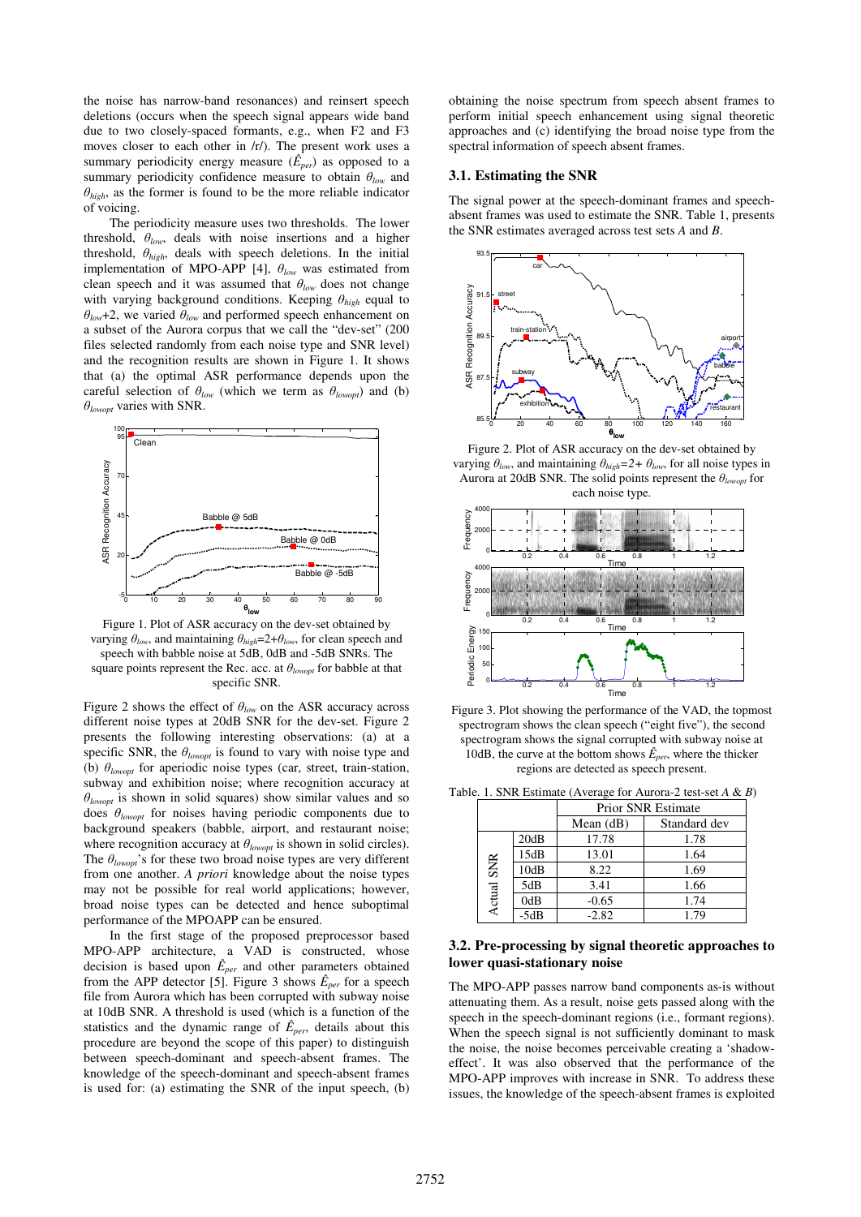the noise has narrow-band resonances) and reinsert speech deletions (occurs when the speech signal appears wide band due to two closely-spaced formants, e.g., when F3 moves closer to each other in /r/). The present work uses a summary periodicity energy measure ($\hat{E}_{per}$) as opposed to a summary periodicity confidence measure to obtain $\theta_{low}$ and $\theta_{high}$, as the former is found to be the more reliable indicator of voicing.

The periodicity measure uses two thresholds. The lower threshold, $\theta_{low}$, deals with noise insertions and a higher threshold, $\theta_{high}$, deals with speech deletions. In the initial implementation of MPO-APP [4], $\theta_{low}$ was estimated from clean speech and it was assumed that $\theta_{low}$ does not change with varying background conditions. Keeping $\theta_{high}$ equal to $\theta_{low}$+2, we varied $\theta_{low}$ and performed speech enhancement on a subset of the Aurora corpus that we call the "dev-set" (200 files selected randomly from each noise type and SNR level) and the recognition results are shown in Figure 1. It shows that (a) the optimal ASR performance depends upon the careful selection of $\theta_{low}$ (which we term as $\theta_{lowopt}$) and (b) $\theta_{lowopt}$ varies with SNR.

Figure 1. Plot of ASR accuracy on the dev-set obtained by varying $\theta_{low}$, and maintaining $\theta_{high}$=2+$\theta_{low}$, for clean speech and speech with babble noise at 5dB, 0dB and -5dB SNRs. The square points represent the Rec. acc. at $\theta_{lowopt}$ for babble at that specific SNR.

Figure 2 shows the effect of $\theta_{low}$ on the ASR accuracy across different noise types at 20dB SNR for the dev-set. Figure 2 presents the following interesting observations: (a) at a specific SNR, the $\theta_{lowopt}$ is found to vary with noise type and (b) $\theta_{lowopt}$ for aperiodic noise types (car, street, train-station, subway and exhibition noise; where recognition accuracy at $\theta_{lowopt}$ is shown in solid squares) show similar values and so does $\theta_{lowopt}$ for noises having periodic components due to background speakers (babble, airport, and restaurant noise; where recognition accuracy at $\theta_{lowopt}$ is shown in solid circles). The $\theta_{lowopt}$'s for these two broad noise types are very different from one another. *A priori* knowledge about the noise types may not be possible for real world applications; however, broad noise types can be detected and hence suboptimal performance of the MPOAPP can be ensured.

In the first stage of the proposed preprocessor based MPO-APP architecture, a VAD is constructed, whose decision is based upon $\hat{E}_{per}$ and other parameters obtained from the APP detector [5]. Figure 3 shows $\hat{E}_{per}$ for a speech file from Aurora which has been corrupted with subway noise at 10dB SNR. A threshold is used (which is a function of the statistics and the dynamic range of $\hat{E}_{per}$, details about this procedure are beyond the scope of this paper) to distinguish between speech-dominant and speech-absent frames. The knowledge of the speech-dominant and speech-absent frames is used for: (a) estimating the SNR of the input speech, (b) obtaining the noise spectrum from speech absent frames to perform initial speech enhancement using signal theoretic approaches and (c) identifying the broad noise type from the spectral information of speech absent frames.

### 3.1. Estimating the SNR

The signal power at the speech-dominant frames and speech-absent frames was used to estimate the SNR. Table 1, presents the SNR estimates averaged across test sets *A* and *B*.

Figure 2. Plot of ASR accuracy on the dev-set obtained by varying $\theta_{low}$, and maintaining $\theta_{high}$=2+ $\theta_{low}$, for all noise types in Aurora at 20dB SNR. The solid points represent the $\theta_{lowopt}$ for each noise type.

Figure 3. Plot showing the performance of the VAD, the topmost spectrogram shows the clean speech ("eight five"), the second spectrogram shows the signal corrupted with subway noise at 10dB, the curve at the bottom shows $\hat{E}_{per}$, where the thicker regions are detected as speech present.

Table. 1. SNR Estimate (Average for Aurora-2 test-set *A* & *B*)

| | | Prior SNR Estimate | |
|---|---|---|---|
| | | Mean (dB) | Standard dev |
| Actual SNR | 20dB | 17.78 | 1.78 |
| | 15dB | 13.01 | 1.64 |
| | 10dB | 8.22 | 1.69 |
| | 5dB | 3.41 | 1.66 |
| | 0dB | -0.65 | 1.74 |
| | -5dB | -2.82 | 1.79 |

### 3.2. Pre-processing by signal theoretic approaches to lower quasi-stationary noise

The MPO-APP passes narrow band components as-is without attenuating them. As a result, noise gets passed along with the speech in the speech-dominant regions (i.e., formant regions). When the speech signal is not sufficiently dominant to mask the noise, the noise becomes perceivable creating a 'shadow-effect'. It was also observed that the performance of the MPO-APP improves with increase in SNR. To address these issues, the knowledge of the speech-absent frames is exploited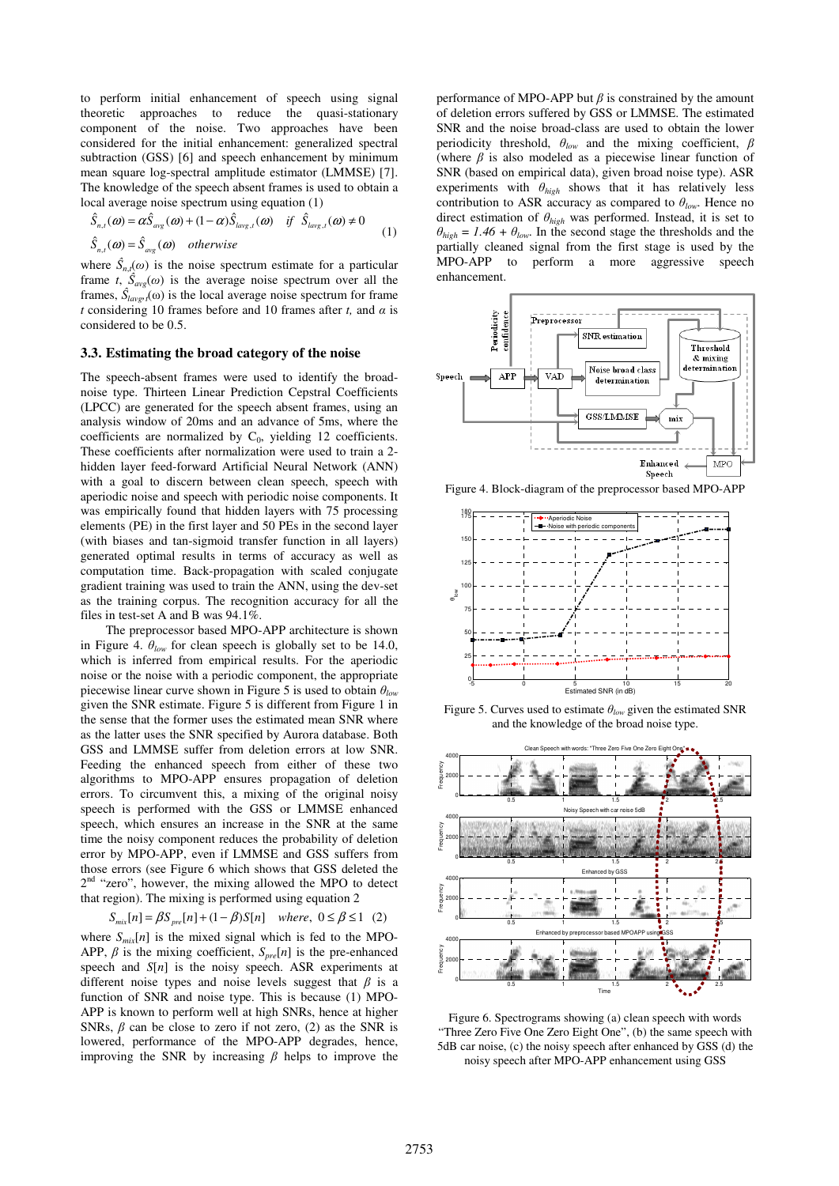to perform initial enhancement of speech using signal theoretic approaches to reduce the quasi-stationary component of the noise. Two approaches have been considered for the initial enhancement: generalized spectral subtraction (GSS) [6] and speech enhancement by minimum mean square log-spectral amplitude estimator (LMMSE) [7]. The knowledge of the speech absent frames is used to obtain a local average noise spectrum using equation (1)

$$\hat{S}_{n,t}(\omega) = \alpha \hat{S}_{avg}(\omega) + (1-\alpha)\hat{S}_{lavg,t}(\omega) \quad if \;\; \hat{S}_{lavg,t}(\omega) \neq 0$$
$$\hat{S}_{n,t}(\omega) = \hat{S}_{avg}(\omega) \quad otherwise \qquad (1)$$

where $\hat{S}_{n,t}(\omega)$ is the noise spectrum estimate for a particular frame $t$, $\hat{S}_{avg}(\omega)$ is the average noise spectrum over all the frames, $\hat{S}_{lavg,t}(\omega)$ is the local average noise spectrum for frame $t$ considering 10 frames before and 10 frames after $t$, and $\alpha$ is considered to be 0.5.

### 3.3. Estimating the broad category of the noise

The speech-absent frames were used to identify the broad-noise type. Thirteen Linear Prediction Cepstral Coefficients (LPCC) are generated for the speech absent frames, using an analysis window of 20ms and an advance of 5ms, where the coefficients are normalized by $C_0$, yielding 12 coefficients. These coefficients after normalization were used to train a 2-hidden layer feed-forward Artificial Neural Network (ANN) with a goal to discern between clean speech, speech with aperiodic noise and speech with periodic noise components. It was empirically found that hidden layers with 75 processing elements (PE) in the first layer and 50 PEs in the second layer (with biases and tan-sigmoid transfer function in all layers) generated optimal results in terms of accuracy as well as computation time. Back-propagation with scaled conjugate gradient training was used to train the ANN, using the dev-set as the training corpus. The recognition accuracy for all the files in test-set A and B was 94.1%.

The preprocessor based MPO-APP architecture is shown in Figure 4. $\theta_{low}$ for clean speech is globally set to be 14.0, which is inferred from empirical results. For the aperiodic noise or the noise with a periodic component, the appropriate piecewise linear curve shown in Figure 5 is used to obtain $\theta_{low}$ given the SNR estimate. Figure 5 is different from Figure 1 in the sense that the former uses the estimated mean SNR where as the latter uses the SNR specified by Aurora database. Both GSS and LMMSE suffer from deletion errors at low SNR. Feeding the enhanced speech from either of these two algorithms to MPO-APP ensures propagation of deletion errors. To circumvent this, a mixing of the original noisy speech is performed with the GSS or LMMSE enhanced speech, which ensures an increase in the SNR at the same time the noisy component reduces the probability of deletion error by MPO-APP, even if LMMSE and GSS suffers from those errors (see Figure 6 which shows that GSS deleted the 2nd "zero", however, the mixing allowed the MPO to detect that region). The mixing is performed using equation 2

$$S_{mix}[n] = \beta S_{pre}[n] + (1-\beta)S[n] \quad where, \;\; 0 \leq \beta \leq 1 \quad (2)$$

where $S_{mix}[n]$ is the mixed signal which is fed to the MPO-APP, $\beta$ is the mixing coefficient, $S_{pre}[n]$ is the pre-enhanced speech and $S[n]$ is the noisy speech. ASR experiments at different noise types and noise levels suggest that $\beta$ is a function of SNR and noise type. This is because (1) MPO-APP is known to perform well at high SNRs, hence at higher SNRs, $\beta$ can be close to zero if not zero, (2) as the SNR is lowered, performance of the MPO-APP degrades, hence, improving the SNR by increasing $\beta$ helps to improve the performance of MPO-APP but $\beta$ is constrained by the amount of deletion errors suffered by GSS or LMMSE. The estimated SNR and the noise broad-class are used to obtain the lower periodicity threshold, $\theta_{low}$ and the mixing coefficient, $\beta$ (where $\beta$ is also modeled as a piecewise linear function of SNR (based on empirical data), given broad noise type). ASR experiments with $\theta_{high}$ shows that it has relatively less contribution to ASR accuracy as compared to $\theta_{low}$. Hence no direct estimation of $\theta_{high}$ was performed. Instead, it is set to $\theta_{high} = 1.46 + \theta_{low}$. In the second stage the thresholds and the partially cleaned signal from the first stage is used by the MPO-APP to perform a more aggressive speech enhancement.

Figure 4. Block-diagram of the preprocessor based MPO-APP

Figure 5. Curves used to estimate $\theta_{low}$ given the estimated SNR and the knowledge of the broad noise type.

Figure 6. Spectrograms showing (a) clean speech with words "Three Zero Five One Zero Eight One", (b) the same speech with 5dB car noise, (c) the noisy speech after enhanced by GSS (d) the noisy speech after MPO-APP enhancement using GSS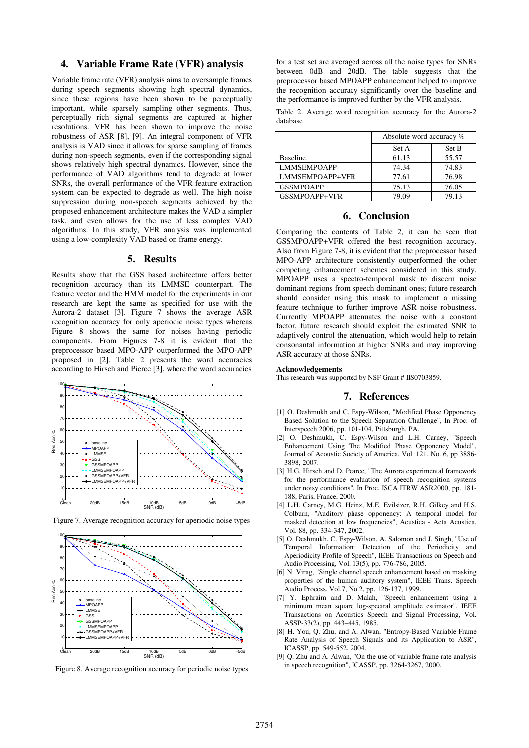## 4. Variable Frame Rate (VFR) analysis

Variable frame rate (VFR) analysis aims to oversample frames during speech segments showing high spectral dynamics, since these regions have been shown to be perceptually important, while sparsely sampling other segments. Thus, perceptually rich signal segments are captured at higher resolutions. VFR has been shown to improve the noise robustness of ASR [8], [9]. An integral component of VFR analysis is VAD since it allows for sparse sampling of frames during non-speech segments, even if the corresponding signal shows relatively high spectral dynamics. However, since the performance of VAD algorithms tend to degrade at lower SNRs, the overall performance of the VFR feature extraction system can be expected to degrade as well. The high noise suppression during non-speech segments achieved by the proposed enhancement architecture makes the VAD a simpler task, and even allows for the use of less complex VAD algorithms. In this study, VFR analysis was implemented using a low-complexity VAD based on frame energy.

## 5. Results

Results show that the GSS based architecture offers better recognition accuracy than its LMMSE counterpart. The feature vector and the HMM model for the experiments in our research are kept the same as specified for use with the Aurora-2 dataset [3]. Figure 7 shows the average ASR recognition accuracy for only aperiodic noise types whereas Figure 8 shows the same for noises having periodic components. From Figures 7-8 it is evident that the preprocessor based MPO-APP outperformed the MPO-APP proposed in [2]. Table 2 presents the word accuracies according to Hirsch and Pierce [3], where the word accuracies for a test set are averaged across all the noise types for SNRs between 0dB and 20dB. The table suggests that the preprocessor based MPOAPP enhancement helped to improve the recognition accuracy significantly over the baseline and the performance is improved further by the VFR analysis.

Rec Acc %
SNR (dB)
Clean, 20dB, 15dB, 10dB, 5dB, 0dB, -5dB
baseline
MPOAPP
LMMSE
GSS
GSSMPOAPP
LMMSEMPOAPP
GSSMPOAPP+VFR
LMMSEMPOAPP+VFR

Figure 7. Average recognition accuracy for aperiodic noise types

Rec Acc %
SNR (dB)
Clean, 20dB, 15dB, 10dB, 5dB, 0dB, -5dB
baseline
MPOAPP
LMMSE
GSS
GSSMPOAPP
LMMSEMPOAPP
GSSMPOAPP+VFR
LMMSEMPOAPP+VFR

Figure 8. Average recognition accuracy for periodic noise types

Table 2. Average word recognition accuracy for the Aurora-2 database

| | Absolute word accuracy % | |
|---|---|---|
| | Set A | Set B |
| Baseline | 61.13 | 55.57 |
| LMMSEMPOAPP | 74.34 | 74.83 |
| LMMSEMPOAPP+VFR | 77.61 | 76.98 |
| GSSMPOAPP | 75.13 | 76.05 |
| GSSMPOAPP+VFR | 79.09 | 79.13 |

## 6. Conclusion

Comparing the contents of Table 2, it can be seen that GSSMPOAPP+VFR offered the best recognition accuracy. Also from Figure 7-8, it is evident that the preprocessor based MPO-APP architecture consistently outperformed the other competing enhancement schemes considered in this study. MPOAPP uses a spectro-temporal mask to discern noise dominant regions from speech dominant ones; future research should consider using this mask to implement a missing feature technique to further improve ASR noise robustness. Currently MPOAPP attenuates the noise with a constant factor, future research should exploit the estimated SNR to adaptively control the attenuation, which would help to retain consonantal information at higher SNRs and may improving ASR accuracy at those SNRs.

**Acknowledgements**

This research was supported by NSF Grant # IIS0703859.

## 7. References

[1] O. Deshmukh and C. Espy-Wilson, "Modified Phase Opponency Based Solution to the Speech Separation Challenge", In Proc. of Interspeech 2006, pp. 101-104, Pittsburgh, PA.

[2] O. Deshmukh, C. Espy-Wilson and L.H. Carney, "Speech Enhancement Using The Modified Phase Opponency Model", Journal of Acoustic Society of America, Vol. 121, No. 6, pp 3886-3898, 2007.

[3] H.G. Hirsch and D. Pearce, "The Aurora experimental framework for the performance evaluation of speech recognition systems under noisy conditions", In Proc. ISCA ITRW ASR2000, pp. 181-188, Paris, France, 2000.

[4] L.H. Carney, M.G. Heinz, M.E. Evilsizer, R.H. Gilkey and H.S. Colburn, "Auditory phase opponency: A temporal model for masked detection at low frequencies", Acustica - Acta Acustica, Vol. 88, pp. 334-347, 2002.

[5] O. Deshmukh, C. Espy-Wilson, A. Salomon and J. Singh, "Use of Temporal Information: Detection of the Periodicity and Aperiodicity Profile of Speech", IEEE Transactions on Speech and Audio Processing, Vol. 13(5), pp. 776-786, 2005.

[6] N. Virag, "Single channel speech enhancement based on masking properties of the human auditory system", IEEE Trans. Speech Audio Process. Vol.7, No.2, pp. 126-137, 1999.

[7] Y. Ephraim and D. Malah, "Speech enhancement using a minimum mean square log-spectral amplitude estimator", IEEE Transactions on Acoustics Speech and Signal Processing, Vol. ASSP-33(2), pp. 443–445, 1985.

[8] H. You, Q. Zhu, and A. Alwan, "Entropy-Based Variable Frame Rate Analysis of Speech Signals and its Application to ASR", ICASSP, pp. 549-552, 2004.

[9] Q. Zhu and A. Alwan, "On the use of variable frame rate analysis in speech recognition", ICASSP, pp. 3264-3267, 2000.